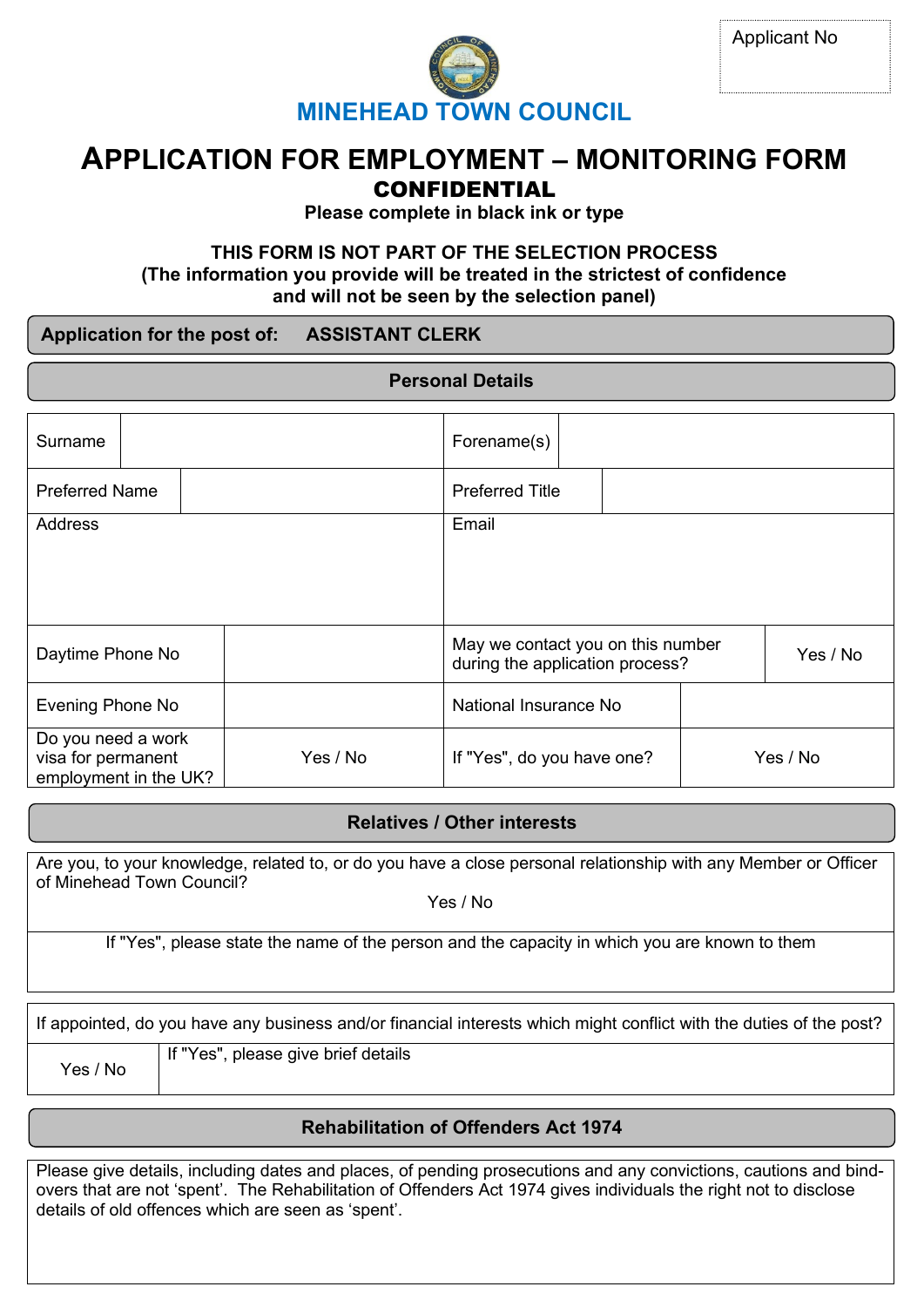| Applicant No |
|---|
| |

# MINEHEAD TOWN COUNCIL

# APPLICATION FOR EMPLOYMENT – MONITORING FORM

## CONFIDENTIAL

**Please complete in black ink or type**

**THIS FORM IS NOT PART OF THE SELECTION PROCESS**
**(The information you provide will be treated in the strictest of confidence and will not be seen by the selection panel)**

**Application for the post of: ASSISTANT CLERK**

### Personal Details

| Surname | | Forename(s) | |
|---|---|---|---|
| Preferred Name | | Preferred Title | |
| Address | | Email | |
| Daytime Phone No | | May we contact you on this number during the application process? | Yes / No |
| Evening Phone No | | National Insurance No | |
| Do you need a work visa for permanent employment in the UK? | Yes / No | If "Yes", do you have one? | Yes / No |

### Relatives / Other interests

| Are you, to your knowledge, related to, or do you have a close personal relationship with any Member or Officer of Minehead Town Council? Yes / No |
|---|
| If "Yes", please state the name of the person and the capacity in which you are known to them |

| If appointed, do you have any business and/or financial interests which might conflict with the duties of the post? | |
|---|---|
| Yes / No | If "Yes", please give brief details |

### Rehabilitation of Offenders Act 1974

| Please give details, including dates and places, of pending prosecutions and any convictions, cautions and bind-overs that are not 'spent'. The Rehabilitation of Offenders Act 1974 gives individuals the right not to disclose details of old offences which are seen as 'spent'. |
|---|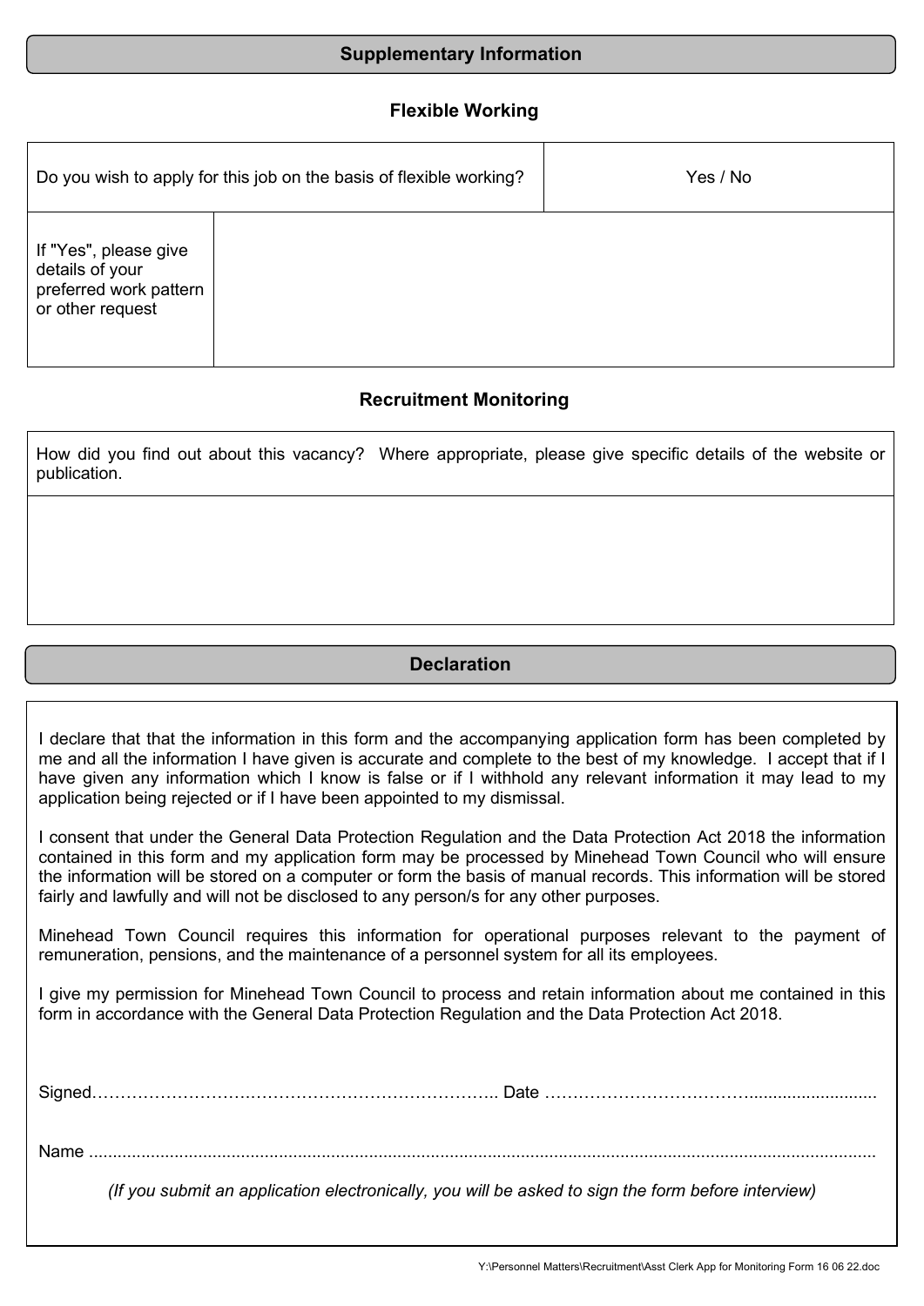## Supplementary Information

### Flexible Working

| | |
|---|---|
| Do you wish to apply for this job on the basis of flexible working? | Yes / No |
| If "Yes", please give details of your preferred work pattern or other request | |

### Recruitment Monitoring

| |
|---|
| How did you find out about this vacancy? Where appropriate, please give specific details of the website or publication. |
| |

## Declaration

I declare that that the information in this form and the accompanying application form has been completed by me and all the information I have given is accurate and complete to the best of my knowledge. I accept that if I have given any information which I know is false or if I withhold any relevant information it may lead to my application being rejected or if I have been appointed to my dismissal.

I consent that under the General Data Protection Regulation and the Data Protection Act 2018 the information contained in this form and my application form may be processed by Minehead Town Council who will ensure the information will be stored on a computer or form the basis of manual records. This information will be stored fairly and lawfully and will not be disclosed to any person/s for any other purposes.

Minehead Town Council requires this information for operational purposes relevant to the payment of remuneration, pensions, and the maintenance of a personnel system for all its employees.

I give my permission for Minehead Town Council to process and retain information about me contained in this form in accordance with the General Data Protection Regulation and the Data Protection Act 2018.

Signed……………………….……………………………………….. Date ……………………………….........................

Name ....................................................................................................................................................

*(If you submit an application electronically, you will be asked to sign the form before interview)*

Y:\Personnel Matters\Recruitment\Asst Clerk App for Monitoring Form 16 06 22.doc